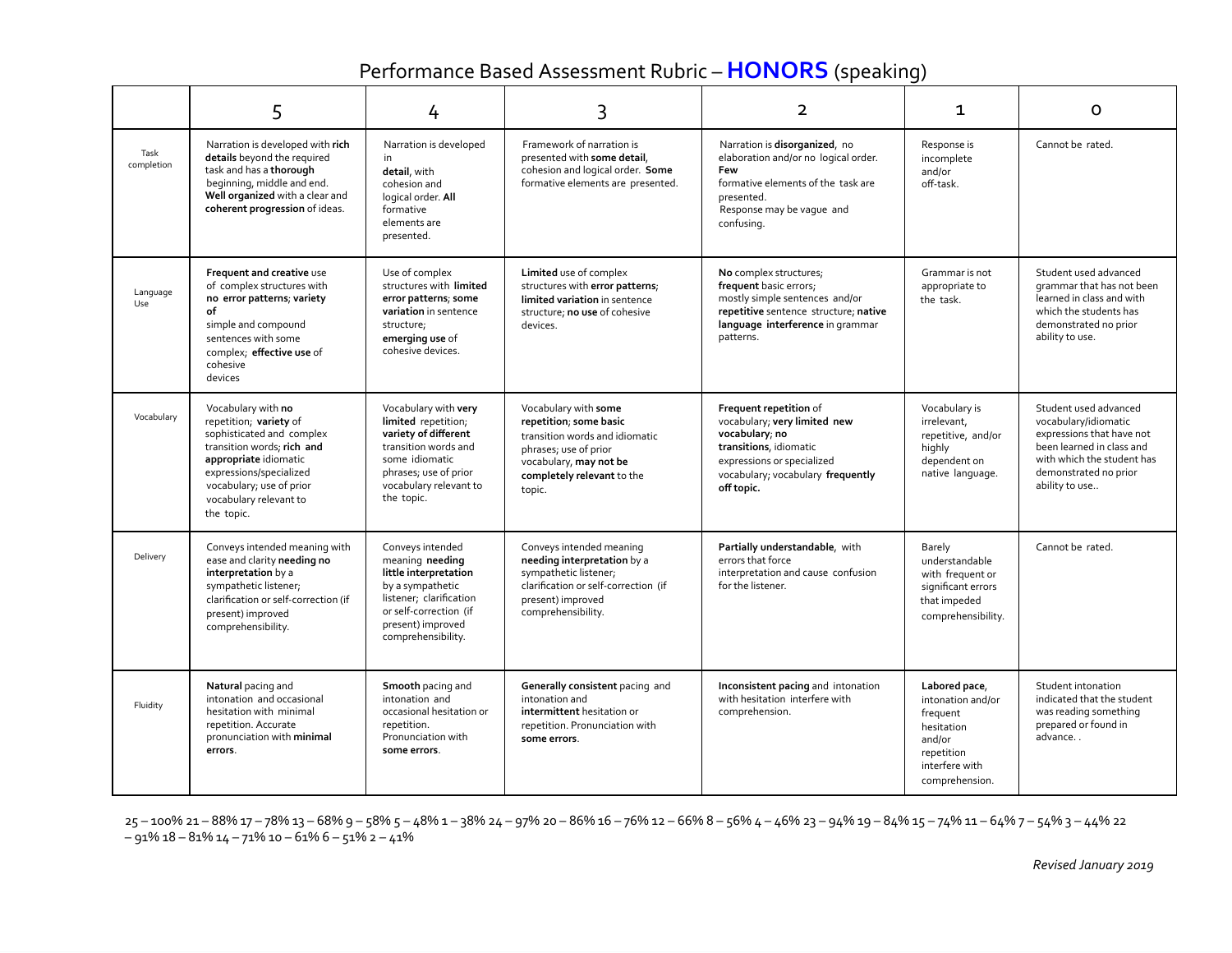# Performance Based Assessment Rubric – **HONORS** (speaking)

| | 5 | 4 | 3 | 2 | 1 | 0 |
|---|---|---|---|---|---|---|
| Task completion | Narration is developed with **rich details** beyond the required task and has a **thorough** beginning, middle and end. **Well organized** with a clear and **coherent progression** of ideas. | Narration is developed in **detail**, with cohesion and logical order. **All** formative elements are presented. | Framework of narration is presented with **some detail**, cohesion and logical order. **Some** formative elements are presented. | Narration is **disorganized**, no elaboration and/or no logical order. **Few** formative elements of the task are presented. Response may be vague and confusing. | Response is incomplete and/or off-task. | Cannot be rated. |
| Language Use | **Frequent and creative** use of complex structures with **no error patterns**; **variety of** simple and compound sentences with some complex; **effective use** of cohesive devices | Use of complex structures with **limited error patterns**; **some variation** in sentence structure; **emerging use** of cohesive devices. | **Limited** use of complex structures with **error patterns**; **limited variation** in sentence structure; **no use** of cohesive devices. | **No** complex structures; **frequent** basic errors; mostly simple sentences and/or **repetitive** sentence structure; **native language interference** in grammar patterns. | Grammar is not appropriate to the task. | Student used advanced grammar that has not been learned in class and with which the students has demonstrated no prior ability to use. |
| Vocabulary | Vocabulary with **no** repetition; **variety** of sophisticated and complex transition words; **rich and appropriate** idiomatic expressions/specialized vocabulary; use of prior vocabulary relevant to the topic. | Vocabulary with **very limited** repetition; **variety of different** transition words and some idiomatic phrases; use of prior vocabulary relevant to the topic. | Vocabulary with **some repetition**; **some basic** transition words and idiomatic phrases; use of prior vocabulary, **may not be completely relevant** to the topic. | **Frequent repetition** of vocabulary; **very limited new vocabulary**; **no transitions**, idiomatic expressions or specialized vocabulary; vocabulary **frequently off topic.** | Vocabulary is irrelevant, repetitive, and/or highly dependent on native language. | Student used advanced vocabulary/idiomatic expressions that have not been learned in class and with which the student has demonstrated no prior ability to use.. |
| Delivery | Conveys intended meaning with ease and clarity **needing no interpretation** by a sympathetic listener; clarification or self-correction (if present) improved comprehensibility. | Conveys intended meaning **needing little interpretation** by a sympathetic listener; clarification or self-correction (if present) improved comprehensibility. | Conveys intended meaning **needing interpretation** by a sympathetic listener; clarification or self-correction (if present) improved comprehensibility. | **Partially understandable**, with errors that force interpretation and cause confusion for the listener. | Barely understandable with frequent or significant errors that impeded comprehensibility. | Cannot be rated. |
| Fluidity | **Natural** pacing and intonation and occasional hesitation with minimal repetition. Accurate pronunciation with **minimal errors**. | **Smooth** pacing and intonation and occasional hesitation or repetition. Pronunciation with **some errors**. | **Generally consistent** pacing and intonation and **intermittent** hesitation or repetition. Pronunciation with **some errors**. | **Inconsistent pacing** and intonation with hesitation interfere with comprehension. | **Labored pace**, intonation and/or frequent hesitation and/or repetition interfere with comprehension. | Student intonation indicated that the student was reading something prepared or found in advance. . |

25 – 100% 21 – 88% 17 – 78% 13 – 68% 9 – 58% 5 – 48% 1 – 38% 24 – 97% 20 – 86% 16 – 76% 12 – 66% 8 – 56% 4 – 46% 23 – 94% 19 – 84% 15 – 74% 11 – 64% 7 – 54% 3 – 44% 22 – 91% 18 – 81% 14 – 71% 10 – 61% 6 – 51% 2 – 41%

*Revised January 2019*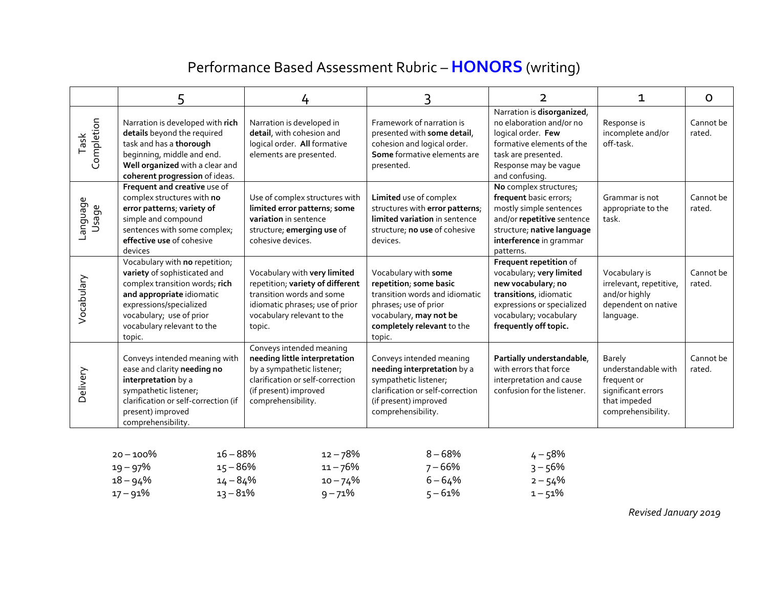# Performance Based Assessment Rubric – **HONORS** (writing)

| | 5 | 4 | 3 | 2 | 1 | 0 |
|---|---|---|---|---|---|---|
| Task Completion | Narration is developed with **rich details** beyond the required task and has a **thorough** beginning, middle and end. **Well organized** with a clear and **coherent progression** of ideas. | Narration is developed in **detail**, with cohesion and logical order. **All** formative elements are presented. | Framework of narration is presented with **some detail**, cohesion and logical order. **Some** formative elements are presented. | Narration is **disorganized**, no elaboration and/or no logical order. **Few** formative elements of the task are presented. Response may be vague and confusing. | Response is incomplete and/or off-task. | Cannot be rated. |
| Language Usage | **Frequent and creative** use of complex structures with **no error patterns**; **variety of** simple and compound sentences with some complex; **effective use** of cohesive devices | Use of complex structures with **limited error patterns**; **some variation** in sentence structure; **emerging use** of cohesive devices. | **Limited** use of complex structures with **error patterns**; **limited variation** in sentence structure; **no use** of cohesive devices. | **No** complex structures; **frequent** basic errors; mostly simple sentences and/or **repetitive** sentence structure; **native language interference** in grammar patterns. | Grammar is not appropriate to the task. | Cannot be rated. |
| Vocabulary | Vocabulary with **no** repetition; **variety** of sophisticated and complex transition words; **rich and appropriate** idiomatic expressions/specialized vocabulary; use of prior vocabulary relevant to the topic. | Vocabulary with **very limited** repetition; **variety of different** transition words and some idiomatic phrases; use of prior vocabulary relevant to the topic. | Vocabulary with **some repetition**; **some basic** transition words and idiomatic phrases; use of prior vocabulary, **may not be completely relevant** to the topic. | **Frequent repetition** of vocabulary; **very limited new vocabulary**; **no transitions**, idiomatic expressions or specialized vocabulary; vocabulary **frequently off topic.** | Vocabulary is irrelevant, repetitive, and/or highly dependent on native language. | Cannot be rated. |
| Delivery | Conveys intended meaning with ease and clarity **needing no interpretation** by a sympathetic listener; clarification or self-correction (if present) improved comprehensibility. | Conveys intended meaning **needing little interpretation** by a sympathetic listener; clarification or self-correction (if present) improved comprehensibility. | Conveys intended meaning **needing interpretation** by a sympathetic listener; clarification or self-correction (if present) improved comprehensibility. | **Partially understandable**, with errors that force interpretation and cause confusion for the listener. | Barely understandable with frequent or significant errors that impeded comprehensibility. | Cannot be rated. |

| | | | | |
|---|---|---|---|---|
| 20 – 100% | 16 – 88% | 12 – 78% | 8 – 68% | 4 – 58% |
| 19 – 97% | 15 – 86% | 11 – 76% | 7 – 66% | 3 – 56% |
| 18 – 94% | 14 – 84% | 10 – 74% | 6 – 64% | 2 – 54% |
| 17 – 91% | 13 – 81% | 9 – 71% | 5 – 61% | 1 – 51% |

*Revised January 2019*